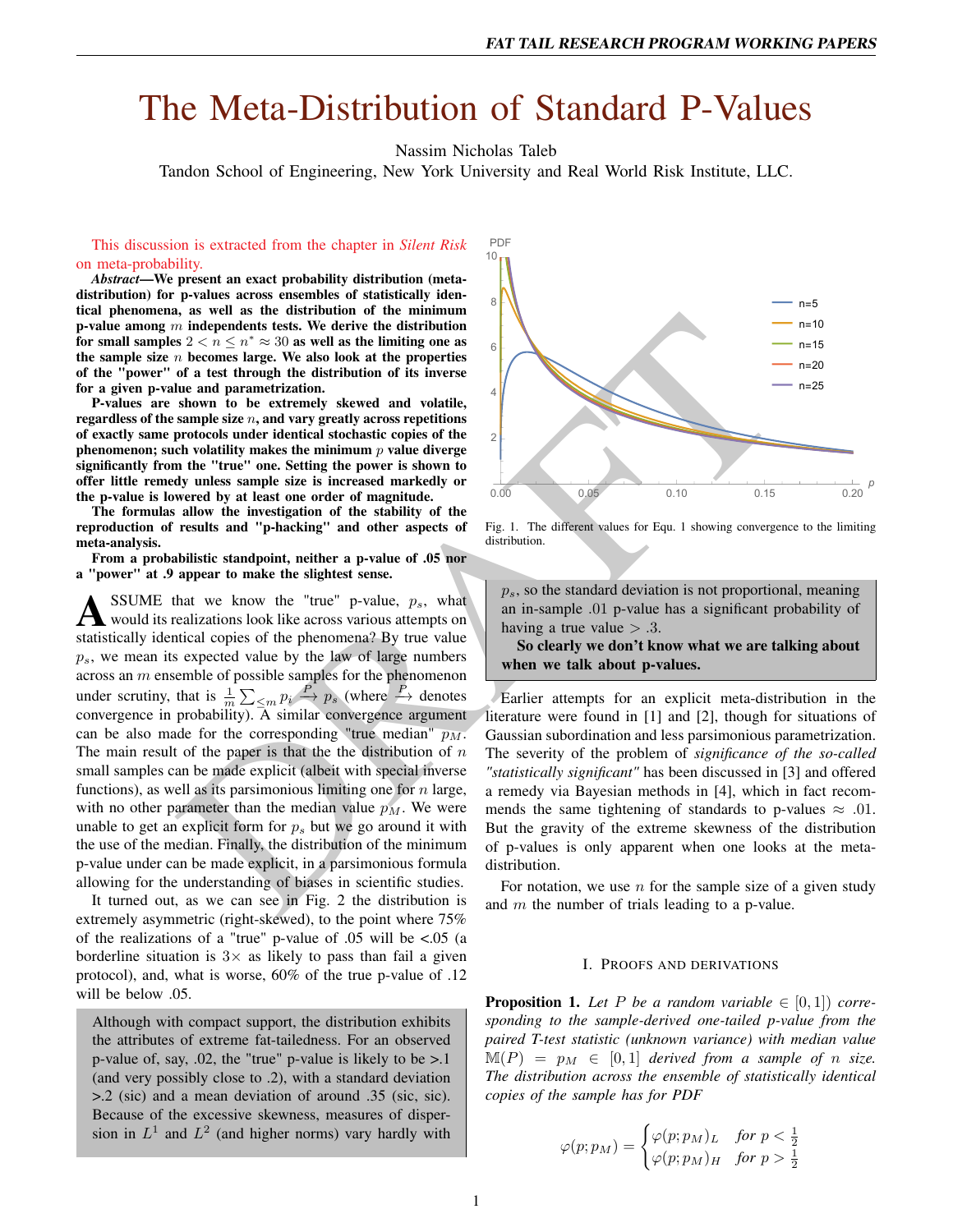# The Meta-Distribution of Standard P-Values

Nassim Nicholas Taleb

Tandon School of Engineering, New York University and Real World Risk Institute, LLC.

This discussion is extracted from the chapter in *Silent Risk* on meta-probability.

***Abstract*—We present an exact probability distribution (meta-distribution) for p-values across ensembles of statistically identical phenomena, as well as the distribution of the minimum p-value among $m$ independents tests. We derive the distribution for small samples $2 < n \leq n^* \approx 30$ as well as the limiting one as the sample size $n$ becomes large. We also look at the properties of the "power" of a test through the distribution of its inverse for a given p-value and parametrization.**

**P-values are shown to be extremely skewed and volatile, regardless of the sample size $n$, and vary greatly across repetitions of exactly same protocols under identical stochastic copies of the phenomenon; such volatility makes the minimum $p$ value diverge significantly from the "true" one. Setting the power is shown to offer little remedy unless sample size is increased markedly or the p-value is lowered by at least one order of magnitude.**

**The formulas allow the investigation of the stability of the reproduction of results and "p-hacking" and other aspects of meta-analysis.**

**From a probabilistic standpoint, neither a p-value of .05 nor a "power" at .9 appear to make the slightest sense.**

Assume that we know the "true" p-value, $p_s$, what would its realizations look like across various attempts on statistically identical copies of the phenomena? By true value $p_s$, we mean its expected value by the law of large numbers across an $m$ ensemble of possible samples for the phenomenon under scrutiny, that is $\frac{1}{m}\sum_{\leq m} p_i \xrightarrow{P} p_s$ (where $\xrightarrow{P}$ denotes convergence in probability). A similar convergence argument can be also made for the corresponding "true median" $p_M$. The main result of the paper is that the the distribution of $n$ small samples can be made explicit (albeit with special inverse functions), as well as its parsimonious limiting one for $n$ large, with no other parameter than the median value $p_M$. We were unable to get an explicit form for $p_s$ but we go around it with the use of the median. Finally, the distribution of the minimum p-value under can be made explicit, in a parsimonious formula allowing for the understanding of biases in scientific studies.

It turned out, as we can see in Fig. 2 the distribution is extremely asymmetric (right-skewed), to the point where 75% of the realizations of a "true" p-value of .05 will be <.05 (a borderline situation is $3\times$ as likely to pass than fail a given protocol), and, what is worse, 60% of the true p-value of .12 will be below .05.

> Although with compact support, the distribution exhibits the attributes of extreme fat-tailedness. For an observed p-value of, say, .02, the "true" p-value is likely to be >.1 (and very possibly close to .2), with a standard deviation >.2 (sic) and a mean deviation of around .35 (sic, sic). Because of the excessive skewness, measures of dispersion in $L^1$ and $L^2$ (and higher norms) vary hardly with $p_s$, so the standard deviation is not proportional, meaning an in-sample .01 p-value has a significant probability of having a true value > .3.
>
> **So clearly we don't know what we are talking about when we talk about p-values.**

Fig. 1. The different values for Equ. 1 showing convergence to the limiting distribution.

Earlier attempts for an explicit meta-distribution in the literature were found in [1] and [2], though for situations of Gaussian subordination and less parsimonious parametrization. The severity of the problem of *significance of the so-called "statistically significant"* has been discussed in [3] and offered a remedy via Bayesian methods in [4], which in fact recommends the same tightening of standards to p-values $\approx .01$. But the gravity of the extreme skewness of the distribution of p-values is only apparent when one looks at the meta-distribution.

For notation, we use $n$ for the sample size of a given study and $m$ the number of trials leading to a p-value.

## I. Proofs and Derivations

**Proposition 1.** *Let $P$ be a random variable $\in [0,1]$) corresponding to the sample-derived one-tailed p-value from the paired T-test statistic (unknown variance) with median value $\mathbb{M}(P) = p_M \in [0,1]$ derived from a sample of $n$ size. The distribution across the ensemble of statistically identical copies of the sample has for PDF*

$$\varphi(p; p_M) = \begin{cases} \varphi(p; p_M)_L & \text{for } p < \frac{1}{2} \\ \varphi(p; p_M)_H & \text{for } p > \frac{1}{2} \end{cases}$$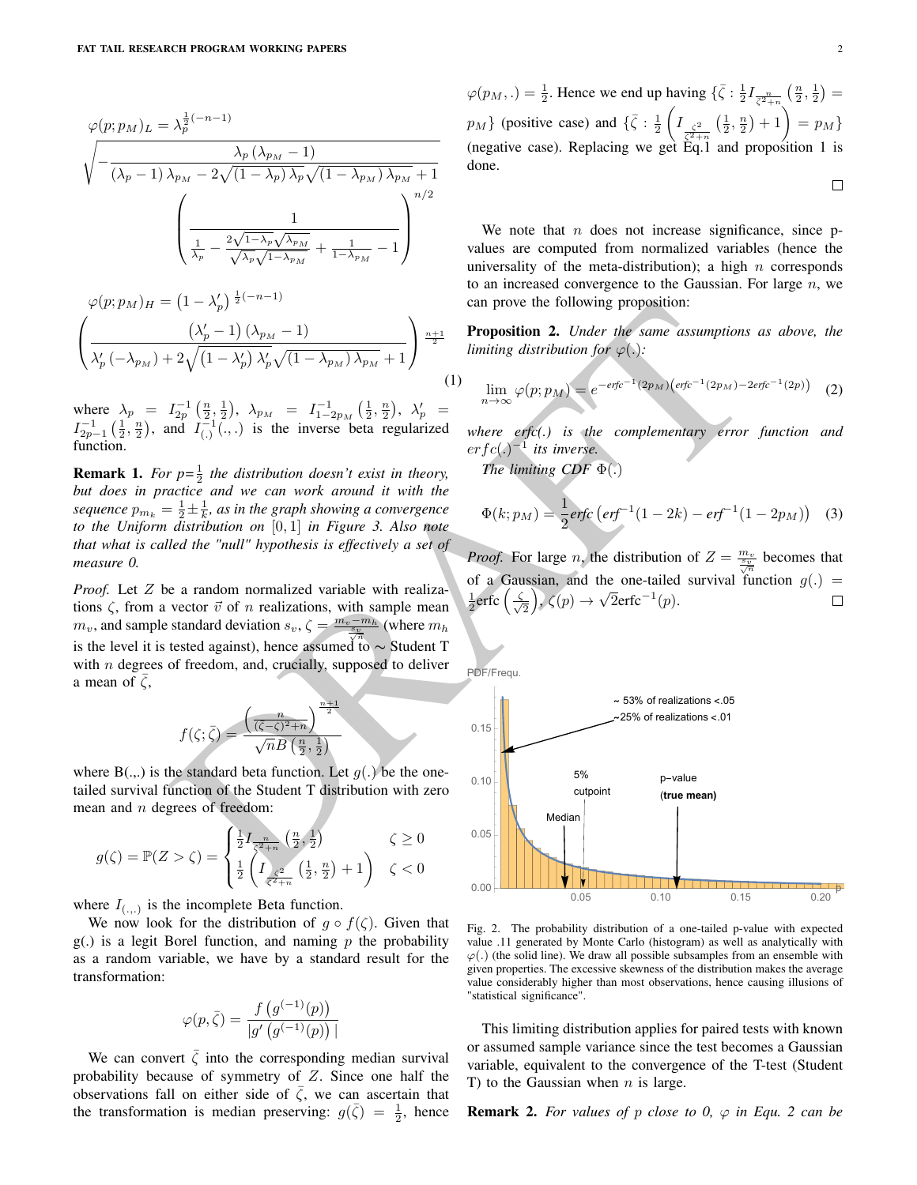$$\varphi(p;p_M)_L = \lambda_p^{\frac{1}{2}(-n-1)} \sqrt{-\frac{\lambda_p\left(\lambda_{p_M}-1\right)}{\left(\lambda_p-1\right)\lambda_{p_M}-2\sqrt{\left(1-\lambda_p\right)\lambda_p}\sqrt{\left(1-\lambda_{p_M}\right)\lambda_{p_M}}+1}} \left(\frac{1}{\frac{1}{\lambda_p}-\frac{2\sqrt{1-\lambda_p}\sqrt{\lambda_{p_M}}}{\sqrt{\lambda_p}\sqrt{1-\lambda_{p_M}}}+\frac{1}{1-\lambda_{p_M}}-1}\right)^{n/2}$$

$$\varphi(p;p_M)_H = \left(1-\lambda_p'\right)^{\frac{1}{2}(-n-1)} \left(\frac{\left(\lambda_p'-1\right)\left(\lambda_{p_M}-1\right)}{\lambda_p'\left(-\lambda_{p_M}\right)+2\sqrt{\left(1-\lambda_p'\right)\lambda_p'}\sqrt{\left(1-\lambda_{p_M}\right)\lambda_{p_M}}+1}\right)^{\frac{n+1}{2}} \quad (1)$$

where $\lambda_p = I^{-1}_{2p}\left(\frac{n}{2},\frac{1}{2}\right)$, $\lambda_{p_M} = I^{-1}_{1-2p_M}\left(\frac{1}{2},\frac{n}{2}\right)$, $\lambda_p' = I^{-1}_{2p-1}\left(\frac{1}{2},\frac{n}{2}\right)$, and $I^{-1}_{(.)}(.,.)$ is the inverse beta regularized function.

**Remark 1.** *For p=$\frac{1}{2}$ the distribution doesn't exist in theory, but does in practice and we can work around it with the sequence $p_{m_k} = \frac{1}{2} \pm \frac{1}{k}$, as in the graph showing a convergence to the Uniform distribution on $[0,1]$ in Figure 3. Also note that what is called the "null" hypothesis is effectively a set of measure 0.*

*Proof.* Let $Z$ be a random normalized variable with realizations $\zeta$, from a vector $\vec{v}$ of $n$ realizations, with sample mean $m_v$, and sample standard deviation $s_v$, $\zeta = \frac{m_v - m_h}{\frac{s_v}{\sqrt{n}}}$ (where $m_h$ is the level it is tested against), hence assumed to $\sim$ Student T with $n$ degrees of freedom, and, crucially, supposed to deliver a mean of $\bar{\zeta}$,

$$f(\zeta;\bar{\zeta}) = \frac{\left(\frac{n}{(\bar{\zeta}-\zeta)^2+n}\right)^{\frac{n+1}{2}}}{\sqrt{n}B\left(\frac{n}{2},\frac{1}{2}\right)}$$

where B(.,.) is the standard beta function. Let $g(.)$ be the one-tailed survival function of the Student T distribution with zero mean and $n$ degrees of freedom:

$$g(\zeta) = \mathbb{P}(Z > \zeta) = \begin{cases} \frac{1}{2} I_{\frac{n}{\zeta^2+n}}\left(\frac{n}{2},\frac{1}{2}\right) & \zeta \geq 0 \\ \frac{1}{2}\left(I_{\frac{\zeta^2}{\zeta^2+n}}\left(\frac{1}{2},\frac{n}{2}\right)+1\right) & \zeta < 0 \end{cases}$$

where $I_{(.,.)}$ is the incomplete Beta function.

We now look for the distribution of $g \circ f(\zeta)$. Given that g(.) is a legit Borel function, and naming $p$ the probability as a random variable, we have by a standard result for the transformation:

$$\varphi(p,\bar{\zeta}) = \frac{f\left(g^{(-1)}(p)\right)}{|g'\left(g^{(-1)}(p)\right)|}$$

We can convert $\bar{\zeta}$ into the corresponding median survival probability because of symmetry of $Z$. Since one half the observations fall on either side of $\bar{\zeta}$, we can ascertain that the transformation is median preserving: $g(\bar{\zeta}) = \frac{1}{2}$, hence $\varphi(p_M,.) = \frac{1}{2}$. Hence we end up having $\{\bar{\zeta} : \frac{1}{2} I_{\frac{n}{\bar{\zeta}^2+n}}\left(\frac{n}{2},\frac{1}{2}\right) = p_M\}$ (positive case) and $\{\bar{\zeta} : \frac{1}{2}\left(I_{\frac{\zeta^2}{\zeta^2+n}}\left(\frac{1}{2},\frac{n}{2}\right)+1\right) = p_M\}$ (negative case). Replacing we get Eq.1 and proposition 1 is done. ∎

We note that $n$ does not increase significance, since p-values are computed from normalized variables (hence the universality of the meta-distribution); a high $n$ corresponds to an increased convergence to the Gaussian. For large $n$, we can prove the following proposition:

**Proposition 2.** *Under the same assumptions as above, the limiting distribution for $\varphi(.)$:*

$$\lim_{n\to\infty} \varphi(p;p_M) = e^{-erfc^{-1}(2p_M)\left(erfc^{-1}(2p_M)-2erfc^{-1}(2p)\right)} \quad (2)$$

*where erfc(.) is the complementary error function and $erfc(.)^{-1}$ its inverse.*

*The limiting CDF $\Phi(.)$*

$$\Phi(k;p_M) = \frac{1}{2}\text{erfc}\left(\text{erf}^{-1}(1-2k) - \text{erf}^{-1}(1-2p_M)\right) \quad (3)$$

*Proof.* For large $n$, the distribution of $Z = \frac{m_v}{\frac{s_v}{\sqrt{n}}}$ becomes that of a Gaussian, and the one-tailed survival function $g(.) = \frac{1}{2}\text{erfc}\left(\frac{\zeta}{\sqrt{2}}\right)$, $\zeta(p) \to \sqrt{2}\text{erfc}^{-1}(p)$. ∎

Fig. 2. The probability distribution of a one-tailed p-value with expected value .11 generated by Monte Carlo (histogram) as well as analytically with $\varphi(.)$ (the solid line). We draw all possible subsamples from an ensemble with given properties. The excessive skewness of the distribution makes the average value considerably higher than most observations, hence causing illusions of "statistical significance".

This limiting distribution applies for paired tests with known or assumed sample variance since the test becomes a Gaussian variable, equivalent to the convergence of the T-test (Student T) to the Gaussian when $n$ is large.

**Remark 2.** *For values of $p$ close to 0, $\varphi$ in Equ. 2 can be*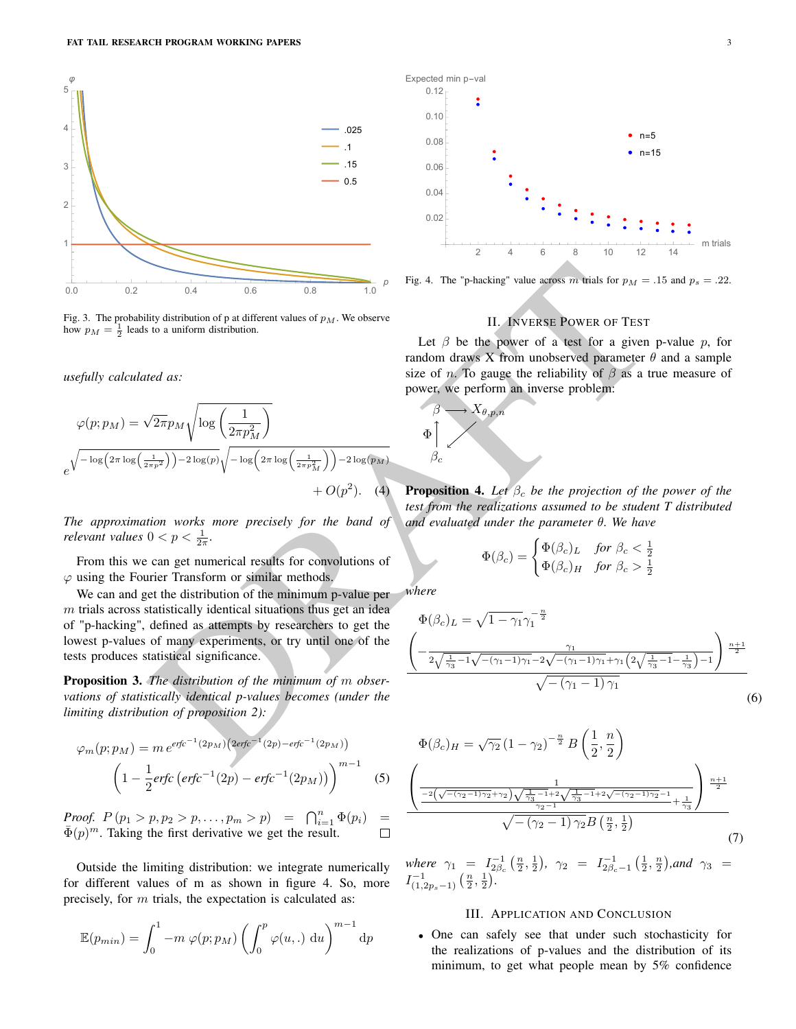Fig. 3. The probability distribution of p at different values of $p_M$. We observe how $p_M = \frac{1}{2}$ leads to a uniform distribution.

*usefully calculated as:*

$$\varphi(p; p_M) = \sqrt{2\pi} p_M \sqrt{\log\left(\frac{1}{2\pi p_M^2}\right)} e^{\sqrt{-\log\left(2\pi \log\left(\frac{1}{2\pi p^2}\right)\right) - 2\log(p)}\sqrt{-\log\left(2\pi \log\left(\frac{1}{2\pi p_M^2}\right)\right) - 2\log(p_M)}} + O(p^2). \quad (4)$$

*The approximation works more precisely for the band of relevant values* $0 < p < \frac{1}{2\pi}$.

From this we can get numerical results for convolutions of $\varphi$ using the Fourier Transform or similar methods.

We can and get the distribution of the minimum p-value per $m$ trials across statistically identical situations thus get an idea of "p-hacking", defined as attempts by researchers to get the lowest p-values of many experiments, or try until one of the tests produces statistical significance.

**Proposition 3.** *The distribution of the minimum of $m$ observations of statistically identical p-values becomes (under the limiting distribution of proposition 2):*

$$\varphi_m(p; p_M) = m\, e^{erfc^{-1}(2p_M)\left(2erfc^{-1}(2p) - erfc^{-1}(2p_M)\right)} \left(1 - \frac{1}{2} erfc\left(erfc^{-1}(2p) - erfc^{-1}(2p_M)\right)\right)^{m-1} \quad (5)$$

*Proof.* $P(p_1 > p, p_2 > p, \ldots, p_m > p) = \bigcap_{i=1}^{n} \Phi(p_i) = \bar{\Phi}(p)^m$. Taking the first derivative we get the result. □

Outside the limiting distribution: we integrate numerically for different values of m as shown in figure 4. So, more precisely, for $m$ trials, the expectation is calculated as:

$$\mathbb{E}(p_{min}) = \int_0^1 -m\, \varphi(p; p_M) \left(\int_0^p \varphi(u, .)\, \mathrm{d}u\right)^{m-1} \mathrm{d}p$$

Fig. 4. The "p-hacking" value across $m$ trials for $p_M = .15$ and $p_s = .22$.

## II. Inverse Power of Test

Let $\beta$ be the power of a test for a given p-value $p$, for random draws X from unobserved parameter $\theta$ and a sample size of $n$. To gauge the reliability of $\beta$ as a true measure of power, we perform an inverse problem:

$$\begin{array}{ccc} \beta & \longrightarrow & X_{\theta,p,n} \\ \Phi \uparrow & \swarrow & \\ \beta_c & & \end{array}$$

**Proposition 4.** *Let $\beta_c$ be the projection of the power of the test from the realizations assumed to be student T distributed and evaluated under the parameter $\theta$. We have*

$$\Phi(\beta_c) = \begin{cases} \Phi(\beta_c)_L & \text{for } \beta_c < \frac{1}{2} \\ \Phi(\beta_c)_H & \text{for } \beta_c > \frac{1}{2} \end{cases}$$

*where*

$$\Phi(\beta_c)_L = \sqrt{1-\gamma_1}\,\gamma_1^{-\frac{n}{2}} \frac{\left(-\frac{\gamma_1}{2\sqrt{\frac{1}{\gamma_3}-1}\sqrt{-(\gamma_1-1)\gamma_1} - 2\sqrt{-(\gamma_1-1)\gamma_1} + \gamma_1\left(2\sqrt{\frac{1}{\gamma_3}-1} - \frac{1}{\gamma_3}\right) - 1}\right)^{\frac{n+1}{2}}}{\sqrt{-(\gamma_1-1)\gamma_1}} \quad (6)$$

$$\Phi(\beta_c)_H = \sqrt{\gamma_2}\,(1-\gamma_2)^{-\frac{n}{2}} B\left(\frac{1}{2}, \frac{n}{2}\right) \frac{\left(\frac{1}{\frac{-2\left(\sqrt{-(\gamma_2-1)\gamma_2}+\gamma_2\right)\sqrt{\frac{1}{\gamma_3}-1}+2\sqrt{\frac{1}{\gamma_3}-1}+2\sqrt{-(\gamma_2-1)\gamma_2}-1}{\gamma_2-1} + \frac{1}{\gamma_3}}\right)^{\frac{n+1}{2}}}{\sqrt{-(\gamma_2-1)\gamma_2}\, B\left(\frac{n}{2}, \frac{1}{2}\right)} \quad (7)$$

*where* $\gamma_1 = I^{-1}_{2\beta_c}\left(\frac{n}{2}, \frac{1}{2}\right)$, $\gamma_2 = I^{-1}_{2\beta_c - 1}\left(\frac{1}{2}, \frac{n}{2}\right)$*, and* $\gamma_3 = I^{-1}_{(1, 2p_s - 1)}\left(\frac{n}{2}, \frac{1}{2}\right)$.

## III. Application and Conclusion

- One can safely see that under such stochasticity for the realizations of p-values and the distribution of its minimum, to get what people mean by 5% confidence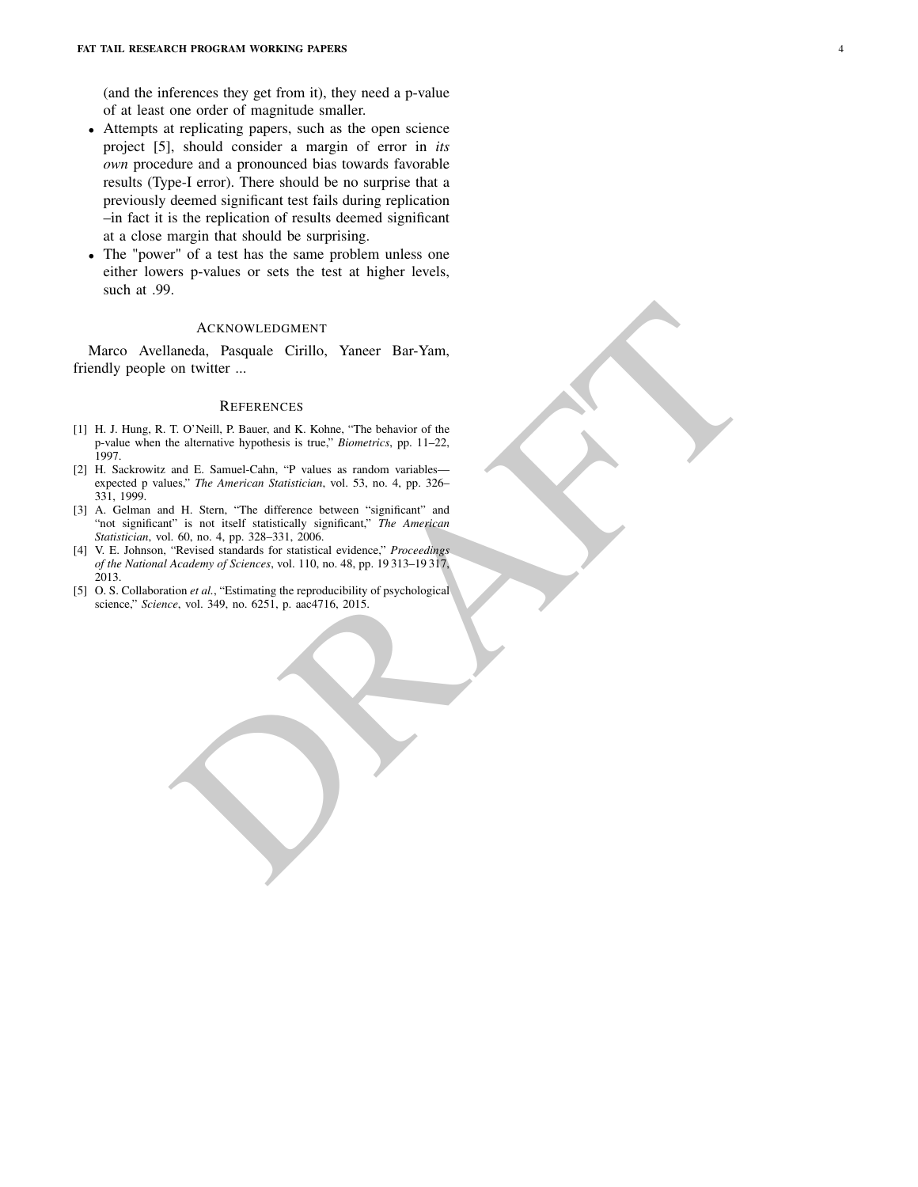(and the inferences they get from it), they need a p-value of at least one order of magnitude smaller.

- Attempts at replicating papers, such as the open science project [5], should consider a margin of error in *its own* procedure and a pronounced bias towards favorable results (Type-I error). There should be no surprise that a previously deemed significant test fails during replication –in fact it is the replication of results deemed significant at a close margin that should be surprising.
- The "power" of a test has the same problem unless one either lowers p-values or sets the test at higher levels, such at .99.

## Acknowledgment

Marco Avellaneda, Pasquale Cirillo, Yaneer Bar-Yam, friendly people on twitter ...

## References

[1] H. J. Hung, R. T. O'Neill, P. Bauer, and K. Kohne, "The behavior of the p-value when the alternative hypothesis is true," *Biometrics*, pp. 11–22, 1997.

[2] H. Sackrowitz and E. Samuel-Cahn, "P values as random variables—expected p values," *The American Statistician*, vol. 53, no. 4, pp. 326–331, 1999.

[3] A. Gelman and H. Stern, "The difference between "significant" and "not significant" is not itself statistically significant," *The American Statistician*, vol. 60, no. 4, pp. 328–331, 2006.

[4] V. E. Johnson, "Revised standards for statistical evidence," *Proceedings of the National Academy of Sciences*, vol. 110, no. 48, pp. 19 313–19 317, 2013.

[5] O. S. Collaboration *et al.*, "Estimating the reproducibility of psychological science," *Science*, vol. 349, no. 6251, p. aac4716, 2015.